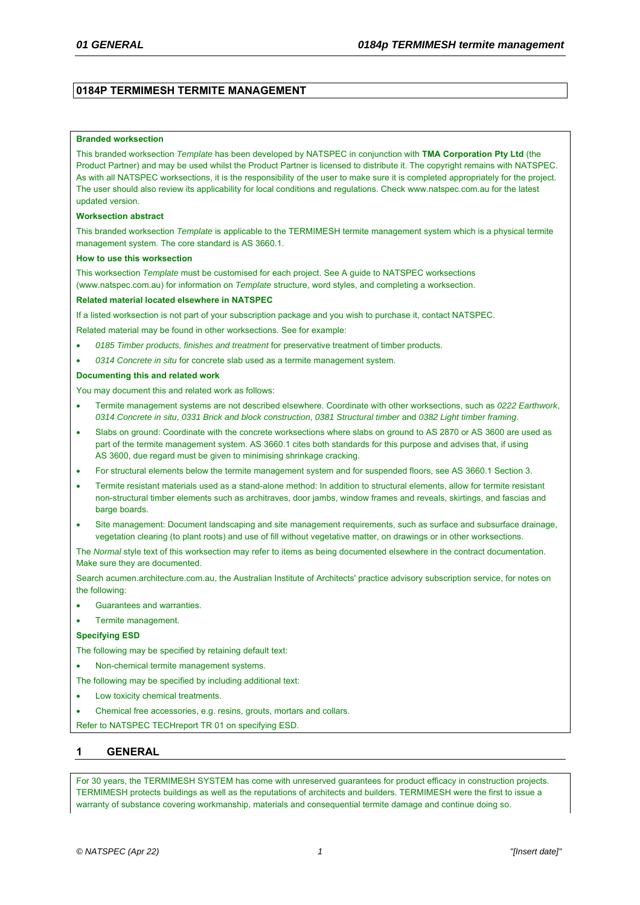# 0184P TERMIMESH TERMITE MANAGEMENT

**Branded worksection**

This branded worksection *Template* has been developed by NATSPEC in conjunction with **TMA Corporation Pty Ltd** (the Product Partner) and may be used whilst the Product Partner is licensed to distribute it. The copyright remains with NATSPEC. As with all NATSPEC worksections, it is the responsibility of the user to make sure it is completed appropriately for the project. The user should also review its applicability for local conditions and regulations. Check www.natspec.com.au for the latest updated version.

**Worksection abstract**

This branded worksection *Template* is applicable to the TERMIMESH termite management system which is a physical termite management system. The core standard is AS 3660.1.

**How to use this worksection**

This worksection *Template* must be customised for each project. See A guide to NATSPEC worksections (www.natspec.com.au) for information on *Template* structure, word styles, and completing a worksection.

**Related material located elsewhere in NATSPEC**

If a listed worksection is not part of your subscription package and you wish to purchase it, contact NATSPEC.

Related material may be found in other worksections. See for example:

- *0185 Timber products, finishes and treatment* for preservative treatment of timber products.
- *0314 Concrete in situ* for concrete slab used as a termite management system.

**Documenting this and related work**

You may document this and related work as follows:

- Termite management systems are not described elsewhere. Coordinate with other worksections, such as *0222 Earthwork*, *0314 Concrete in situ*, *0331 Brick and block construction*, *0381 Structural timber* and *0382 Light timber framing*.
- Slabs on ground: Coordinate with the concrete worksections where slabs on ground to AS 2870 or AS 3600 are used as part of the termite management system. AS 3660.1 cites both standards for this purpose and advises that, if using AS 3600, due regard must be given to minimising shrinkage cracking.
- For structural elements below the termite management system and for suspended floors, see AS 3660.1 Section 3.
- Termite resistant materials used as a stand-alone method: In addition to structural elements, allow for termite resistant non-structural timber elements such as architraves, door jambs, window frames and reveals, skirtings, and fascias and barge boards.
- Site management: Document landscaping and site management requirements, such as surface and subsurface drainage, vegetation clearing (to plant roots) and use of fill without vegetative matter, on drawings or in other worksections.

The *Normal* style text of this worksection may refer to items as being documented elsewhere in the contract documentation. Make sure they are documented.

Search acumen.architecture.com.au, the Australian Institute of Architects' practice advisory subscription service, for notes on the following:

- Guarantees and warranties.
- Termite management.

**Specifying ESD**

The following may be specified by retaining default text:

- Non-chemical termite management systems.

The following may be specified by including additional text:

- Low toxicity chemical treatments.
- Chemical free accessories, e.g. resins, grouts, mortars and collars.

Refer to NATSPEC TECHreport TR 01 on specifying ESD.

## 1 GENERAL

For 30 years, the TERMIMESH SYSTEM has come with unreserved guarantees for product efficacy in construction projects. TERMIMESH protects buildings as well as the reputations of architects and builders. TERMIMESH were the first to issue a warranty of substance covering workmanship, materials and consequential termite damage and continue doing so.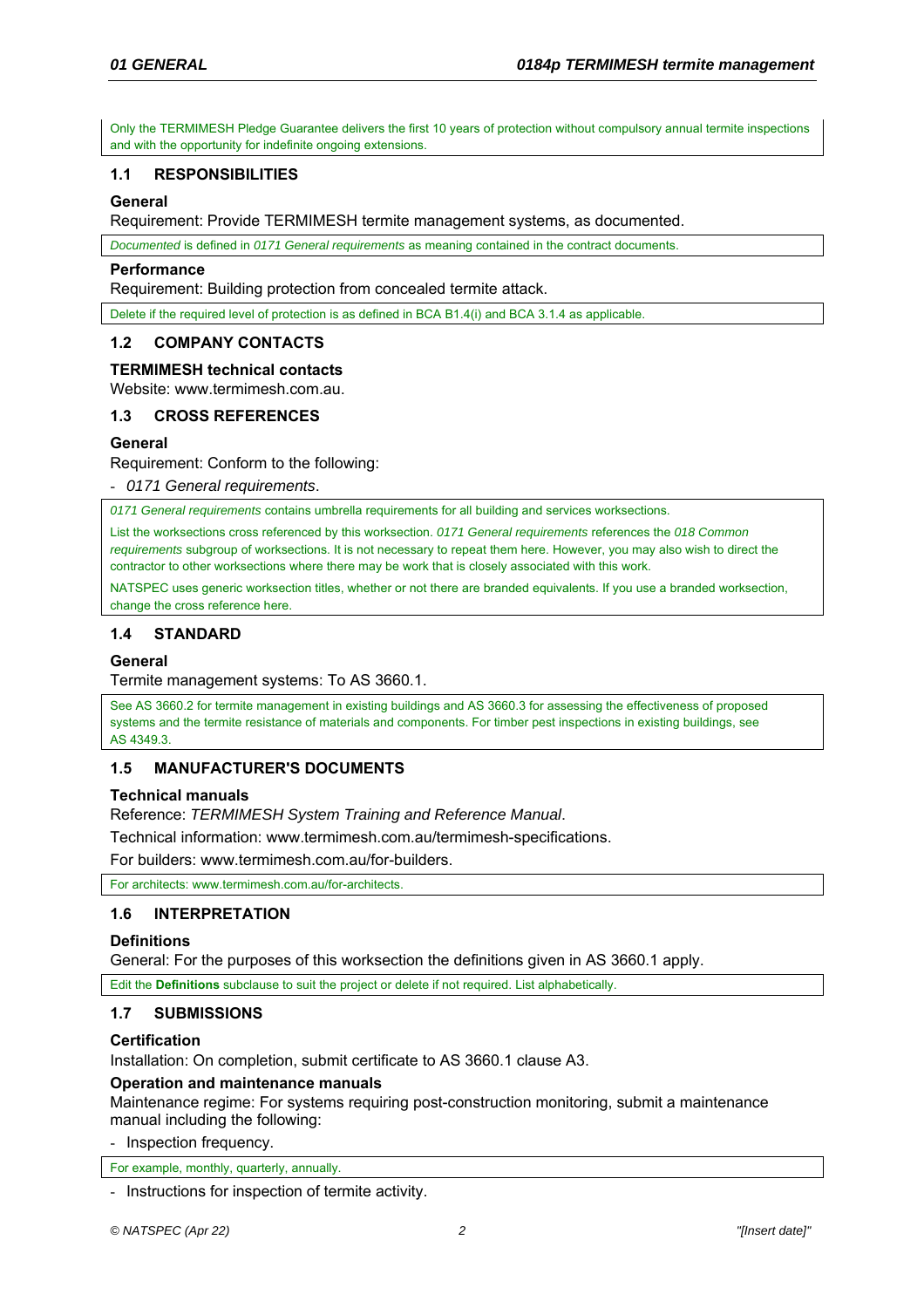Only the TERMIMESH Pledge Guarantee delivers the first 10 years of protection without compulsory annual termite inspections and with the opportunity for indefinite ongoing extensions.

## 1.1 RESPONSIBILITIES

### General

Requirement: Provide TERMIMESH termite management systems, as documented.

*Documented* is defined in *0171 General requirements* as meaning contained in the contract documents.

### Performance

Requirement: Building protection from concealed termite attack.

Delete if the required level of protection is as defined in BCA B1.4(i) and BCA 3.1.4 as applicable.

## 1.2 COMPANY CONTACTS

### TERMIMESH technical contacts

Website: www.termimesh.com.au.

## 1.3 CROSS REFERENCES

### General

Requirement: Conform to the following:

- *0171 General requirements*.

*0171 General requirements* contains umbrella requirements for all building and services worksections.

List the worksections cross referenced by this worksection. *0171 General requirements* references the *018 Common requirements* subgroup of worksections. It is not necessary to repeat them here. However, you may also wish to direct the contractor to other worksections where there may be work that is closely associated with this work.

NATSPEC uses generic worksection titles, whether or not there are branded equivalents. If you use a branded worksection, change the cross reference here.

## 1.4 STANDARD

### General

Termite management systems: To AS 3660.1.

See AS 3660.2 for termite management in existing buildings and AS 3660.3 for assessing the effectiveness of proposed systems and the termite resistance of materials and components. For timber pest inspections in existing buildings, see AS 4349.3.

## 1.5 MANUFACTURER'S DOCUMENTS

### Technical manuals

Reference: *TERMIMESH System Training and Reference Manual*.

Technical information: www.termimesh.com.au/termimesh-specifications.

For builders: www.termimesh.com.au/for-builders.

For architects: www.termimesh.com.au/for-architects.

## 1.6 INTERPRETATION

### Definitions

General: For the purposes of this worksection the definitions given in AS 3660.1 apply.

Edit the **Definitions** subclause to suit the project or delete if not required. List alphabetically.

## 1.7 SUBMISSIONS

### Certification

Installation: On completion, submit certificate to AS 3660.1 clause A3.

### Operation and maintenance manuals

Maintenance regime: For systems requiring post-construction monitoring, submit a maintenance manual including the following:

- Inspection frequency.

For example, monthly, quarterly, annually.

- Instructions for inspection of termite activity.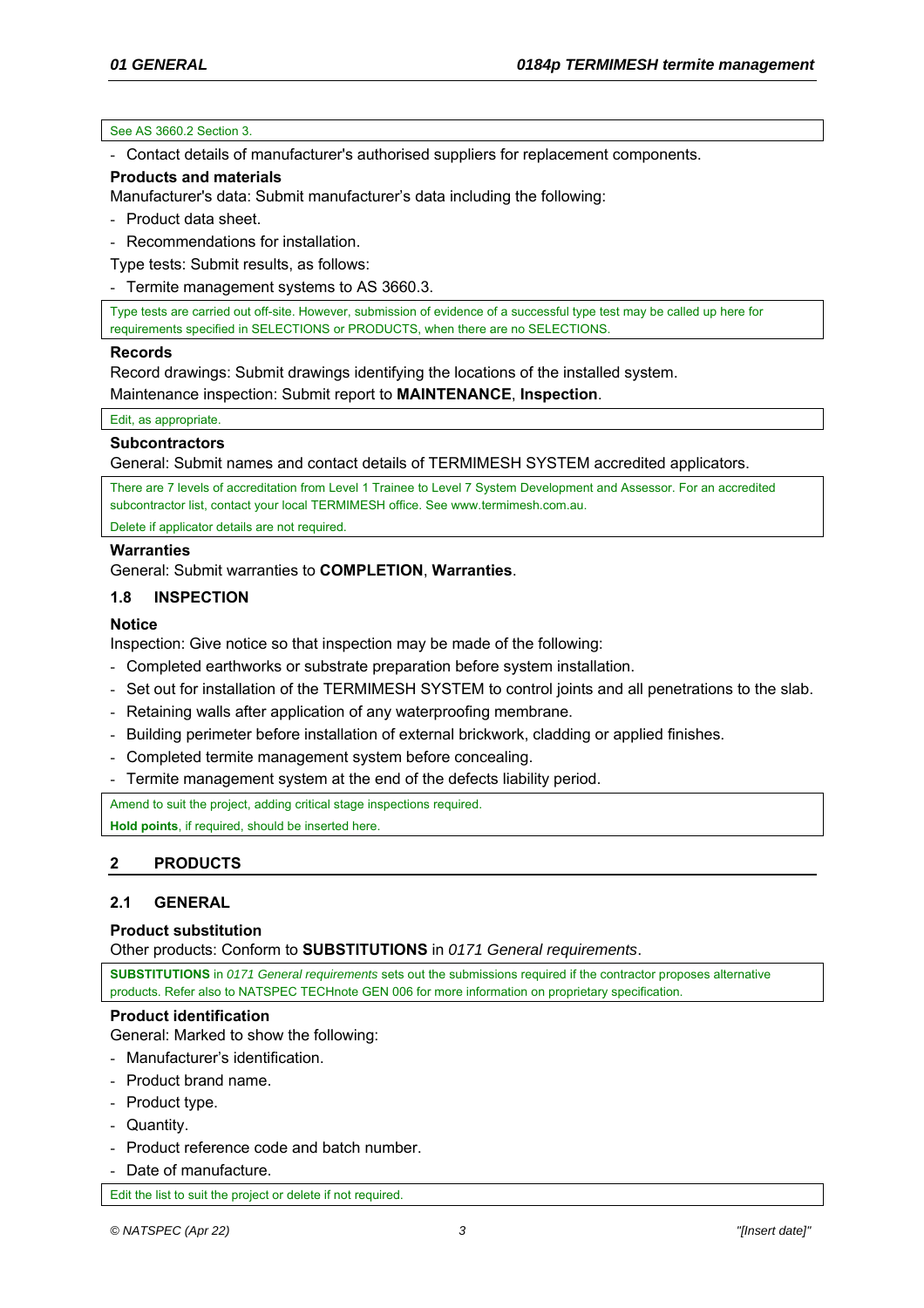See AS 3660.2 Section 3.

- Contact details of manufacturer's authorised suppliers for replacement components.

**Products and materials**

Manufacturer's data: Submit manufacturer's data including the following:

- Product data sheet.
- Recommendations for installation.

Type tests: Submit results, as follows:

- Termite management systems to AS 3660.3.

Type tests are carried out off-site. However, submission of evidence of a successful type test may be called up here for requirements specified in SELECTIONS or PRODUCTS, when there are no SELECTIONS.

**Records**

Record drawings: Submit drawings identifying the locations of the installed system.

Maintenance inspection: Submit report to **MAINTENANCE**, **Inspection**.

Edit, as appropriate.

**Subcontractors**

General: Submit names and contact details of TERMIMESH SYSTEM accredited applicators.

There are 7 levels of accreditation from Level 1 Trainee to Level 7 System Development and Assessor. For an accredited subcontractor list, contact your local TERMIMESH office. See www.termimesh.com.au.

Delete if applicator details are not required.

**Warranties**

General: Submit warranties to **COMPLETION**, **Warranties**.

### 1.8 INSPECTION

**Notice**

Inspection: Give notice so that inspection may be made of the following:

- Completed earthworks or substrate preparation before system installation.
- Set out for installation of the TERMIMESH SYSTEM to control joints and all penetrations to the slab.
- Retaining walls after application of any waterproofing membrane.
- Building perimeter before installation of external brickwork, cladding or applied finishes.
- Completed termite management system before concealing.
- Termite management system at the end of the defects liability period.

Amend to suit the project, adding critical stage inspections required.

**Hold points**, if required, should be inserted here.

## 2 PRODUCTS

### 2.1 GENERAL

**Product substitution**

Other products: Conform to **SUBSTITUTIONS** in *0171 General requirements*.

**SUBSTITUTIONS** in *0171 General requirements* sets out the submissions required if the contractor proposes alternative products. Refer also to NATSPEC TECHnote GEN 006 for more information on proprietary specification.

**Product identification**

General: Marked to show the following:

- Manufacturer's identification.
- Product brand name.
- Product type.
- Quantity.
- Product reference code and batch number.
- Date of manufacture.

Edit the list to suit the project or delete if not required.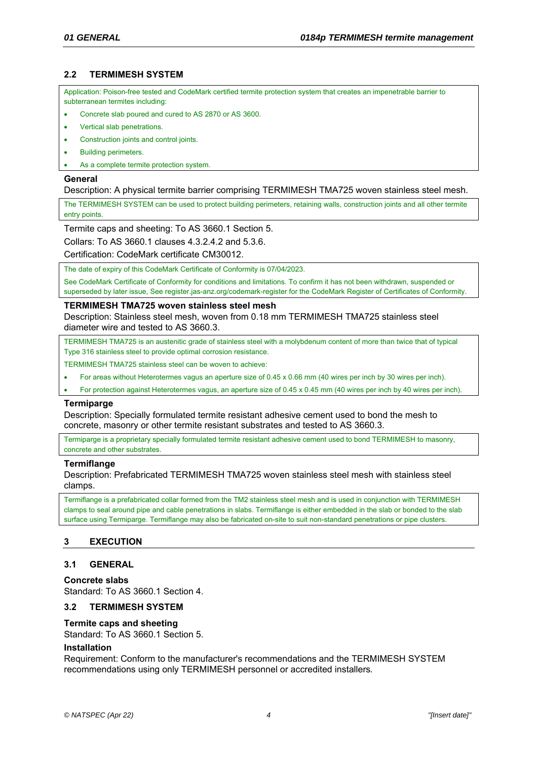## 2.2 TERMIMESH SYSTEM

Application: Poison-free tested and CodeMark certified termite protection system that creates an impenetrable barrier to subterranean termites including:

- Concrete slab poured and cured to AS 2870 or AS 3600.
- Vertical slab penetrations.
- Construction joints and control joints.
- Building perimeters.
- As a complete termite protection system.

**General**

Description: A physical termite barrier comprising TERMIMESH TMA725 woven stainless steel mesh.

The TERMIMESH SYSTEM can be used to protect building perimeters, retaining walls, construction joints and all other termite entry points.

Termite caps and sheeting: To AS 3660.1 Section 5.

Collars: To AS 3660.1 clauses 4.3.2.4.2 and 5.3.6.

Certification: CodeMark certificate CM30012.

The date of expiry of this CodeMark Certificate of Conformity is 07/04/2023.

See CodeMark Certificate of Conformity for conditions and limitations. To confirm it has not been withdrawn, suspended or superseded by later issue, See register.jas-anz.org/codemark-register for the CodeMark Register of Certificates of Conformity.

**TERMIMESH TMA725 woven stainless steel mesh**

Description: Stainless steel mesh, woven from 0.18 mm TERMIMESH TMA725 stainless steel diameter wire and tested to AS 3660.3.

TERMIMESH TMA725 is an austenitic grade of stainless steel with a molybdenum content of more than twice that of typical Type 316 stainless steel to provide optimal corrosion resistance.

TERMIMESH TMA725 stainless steel can be woven to achieve:

- For areas without Heterotermes vagus an aperture size of 0.45 x 0.66 mm (40 wires per inch by 30 wires per inch).
- For protection against Heterotermes vagus, an aperture size of 0.45 x 0.45 mm (40 wires per inch by 40 wires per inch).

**Termiparge**

Description: Specially formulated termite resistant adhesive cement used to bond the mesh to concrete, masonry or other termite resistant substrates and tested to AS 3660.3.

Termiparge is a proprietary specially formulated termite resistant adhesive cement used to bond TERMIMESH to masonry, concrete and other substrates.

**Termiflange**

Description: Prefabricated TERMIMESH TMA725 woven stainless steel mesh with stainless steel clamps.

Termiflange is a prefabricated collar formed from the TM2 stainless steel mesh and is used in conjunction with TERMIMESH clamps to seal around pipe and cable penetrations in slabs. Termiflange is either embedded in the slab or bonded to the slab surface using Termiparge. Termiflange may also be fabricated on-site to suit non-standard penetrations or pipe clusters.

# 3 EXECUTION

## 3.1 GENERAL

**Concrete slabs**

Standard: To AS 3660.1 Section 4.

## 3.2 TERMIMESH SYSTEM

**Termite caps and sheeting**

Standard: To AS 3660.1 Section 5.

**Installation**

Requirement: Conform to the manufacturer's recommendations and the TERMIMESH SYSTEM recommendations using only TERMIMESH personnel or accredited installers.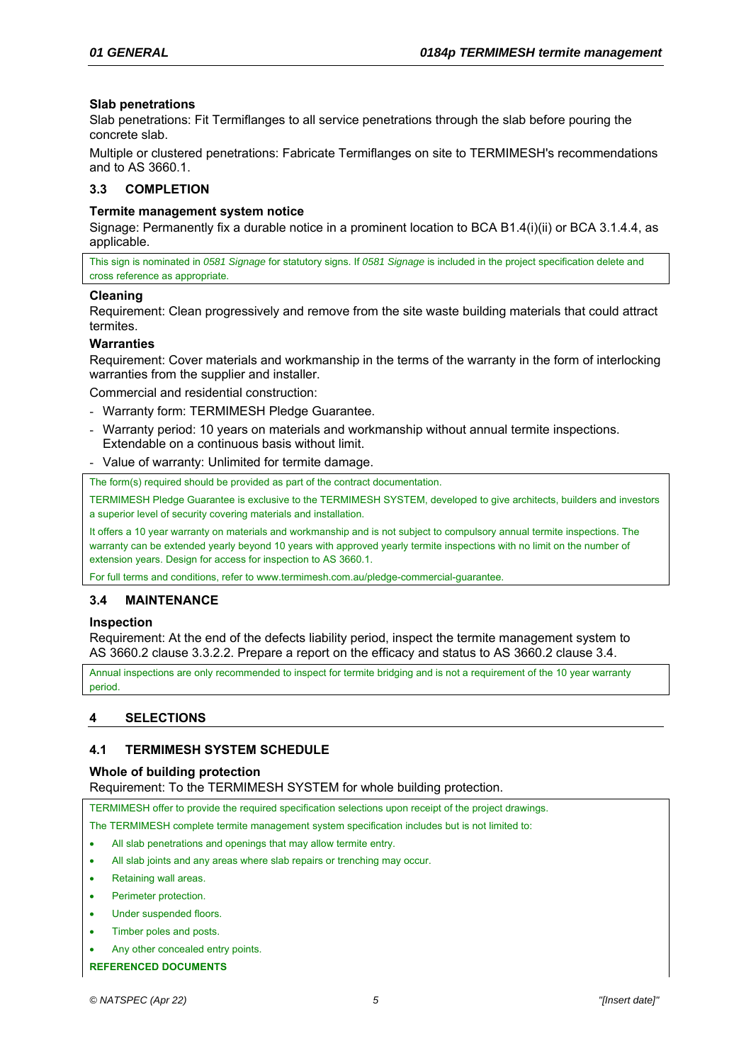#### Slab penetrations

Slab penetrations: Fit Termiflanges to all service penetrations through the slab before pouring the concrete slab.

Multiple or clustered penetrations: Fabricate Termiflanges on site to TERMIMESH's recommendations and to AS 3660.1.

### 3.3 COMPLETION

#### Termite management system notice

Signage: Permanently fix a durable notice in a prominent location to BCA B1.4(i)(ii) or BCA 3.1.4.4, as applicable.

> This sign is nominated in *0581 Signage* for statutory signs. If *0581 Signage* is included in the project specification delete and cross reference as appropriate.

#### Cleaning

Requirement: Clean progressively and remove from the site waste building materials that could attract termites.

#### Warranties

Requirement: Cover materials and workmanship in the terms of the warranty in the form of interlocking warranties from the supplier and installer.

Commercial and residential construction:

- Warranty form: TERMIMESH Pledge Guarantee.
- Warranty period: 10 years on materials and workmanship without annual termite inspections. Extendable on a continuous basis without limit.
- Value of warranty: Unlimited for termite damage.

> The form(s) required should be provided as part of the contract documentation.
>
> TERMIMESH Pledge Guarantee is exclusive to the TERMIMESH SYSTEM, developed to give architects, builders and investors a superior level of security covering materials and installation.
>
> It offers a 10 year warranty on materials and workmanship and is not subject to compulsory annual termite inspections. The warranty can be extended yearly beyond 10 years with approved yearly termite inspections with no limit on the number of extension years. Design for access for inspection to AS 3660.1.
>
> For full terms and conditions, refer to www.termimesh.com.au/pledge-commercial-guarantee.

### 3.4 MAINTENANCE

#### Inspection

Requirement: At the end of the defects liability period, inspect the termite management system to AS 3660.2 clause 3.3.2.2. Prepare a report on the efficacy and status to AS 3660.2 clause 3.4.

> Annual inspections are only recommended to inspect for termite bridging and is not a requirement of the 10 year warranty period.

## 4 SELECTIONS

### 4.1 TERMIMESH SYSTEM SCHEDULE

#### Whole of building protection

Requirement: To the TERMIMESH SYSTEM for whole building protection.

> TERMIMESH offer to provide the required specification selections upon receipt of the project drawings.
>
> The TERMIMESH complete termite management system specification includes but is not limited to:
>
> - All slab penetrations and openings that may allow termite entry.
> - All slab joints and any areas where slab repairs or trenching may occur.
> - Retaining wall areas.
> - Perimeter protection.
> - Under suspended floors.
> - Timber poles and posts.
> - Any other concealed entry points.
>
> **REFERENCED DOCUMENTS**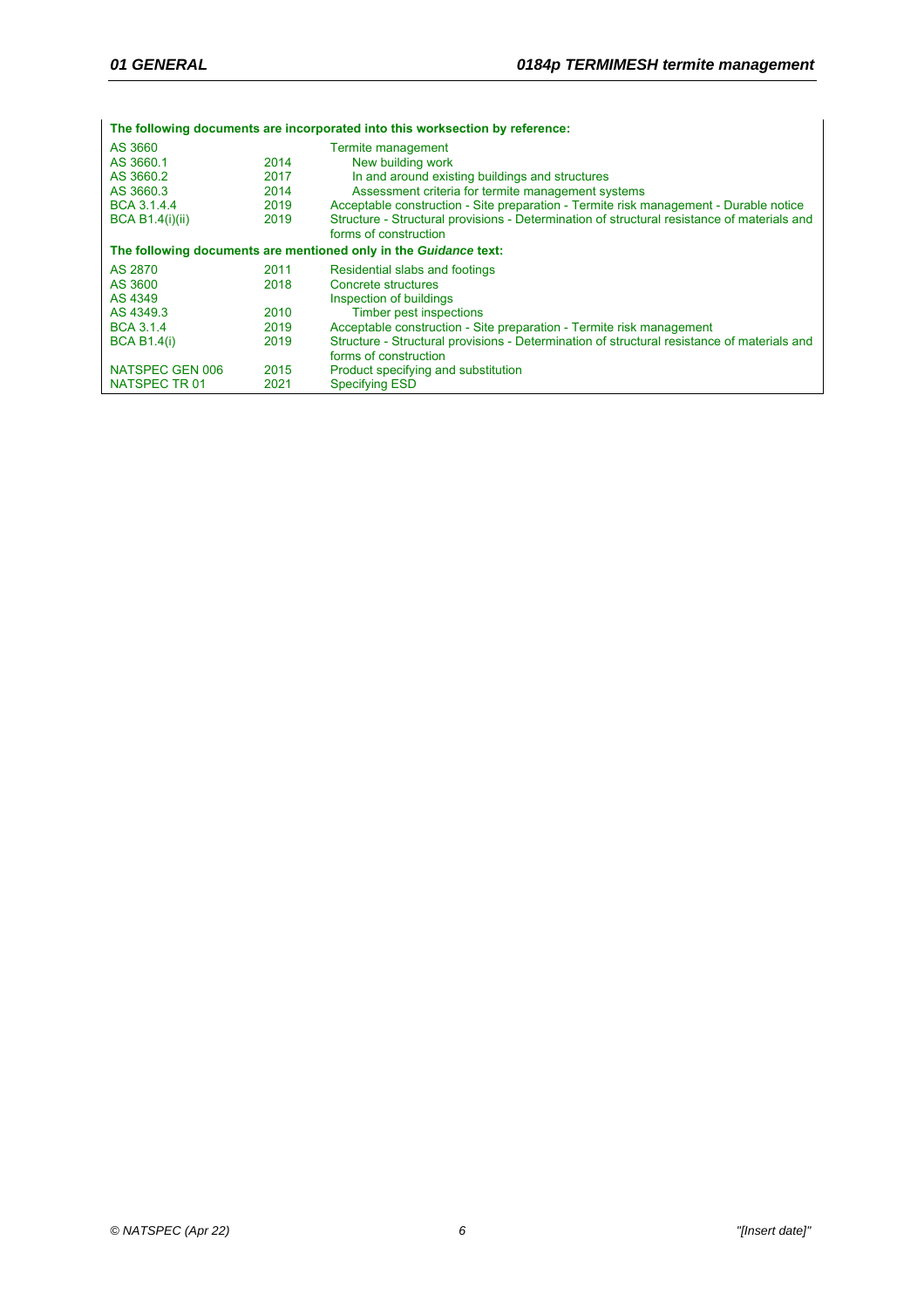| | | |
|---|---|---|
| **The following documents are incorporated into this worksection by reference:** | | |
| AS 3660 | | Termite management |
| AS 3660.1 | 2014 | New building work |
| AS 3660.2 | 2017 | In and around existing buildings and structures |
| AS 3660.3 | 2014 | Assessment criteria for termite management systems |
| BCA 3.1.4.4 | 2019 | Acceptable construction - Site preparation - Termite risk management - Durable notice |
| BCA B1.4(i)(ii) | 2019 | Structure - Structural provisions - Determination of structural resistance of materials and forms of construction |
| **The following documents are mentioned only in the *Guidance* text:** | | |
| AS 2870 | 2011 | Residential slabs and footings |
| AS 3600 | 2018 | Concrete structures |
| AS 4349 | | Inspection of buildings |
| AS 4349.3 | 2010 | Timber pest inspections |
| BCA 3.1.4 | 2019 | Acceptable construction - Site preparation - Termite risk management |
| BCA B1.4(i) | 2019 | Structure - Structural provisions - Determination of structural resistance of materials and forms of construction |
| NATSPEC GEN 006 | 2015 | Product specifying and substitution |
| NATSPEC TR 01 | 2021 | Specifying ESD |